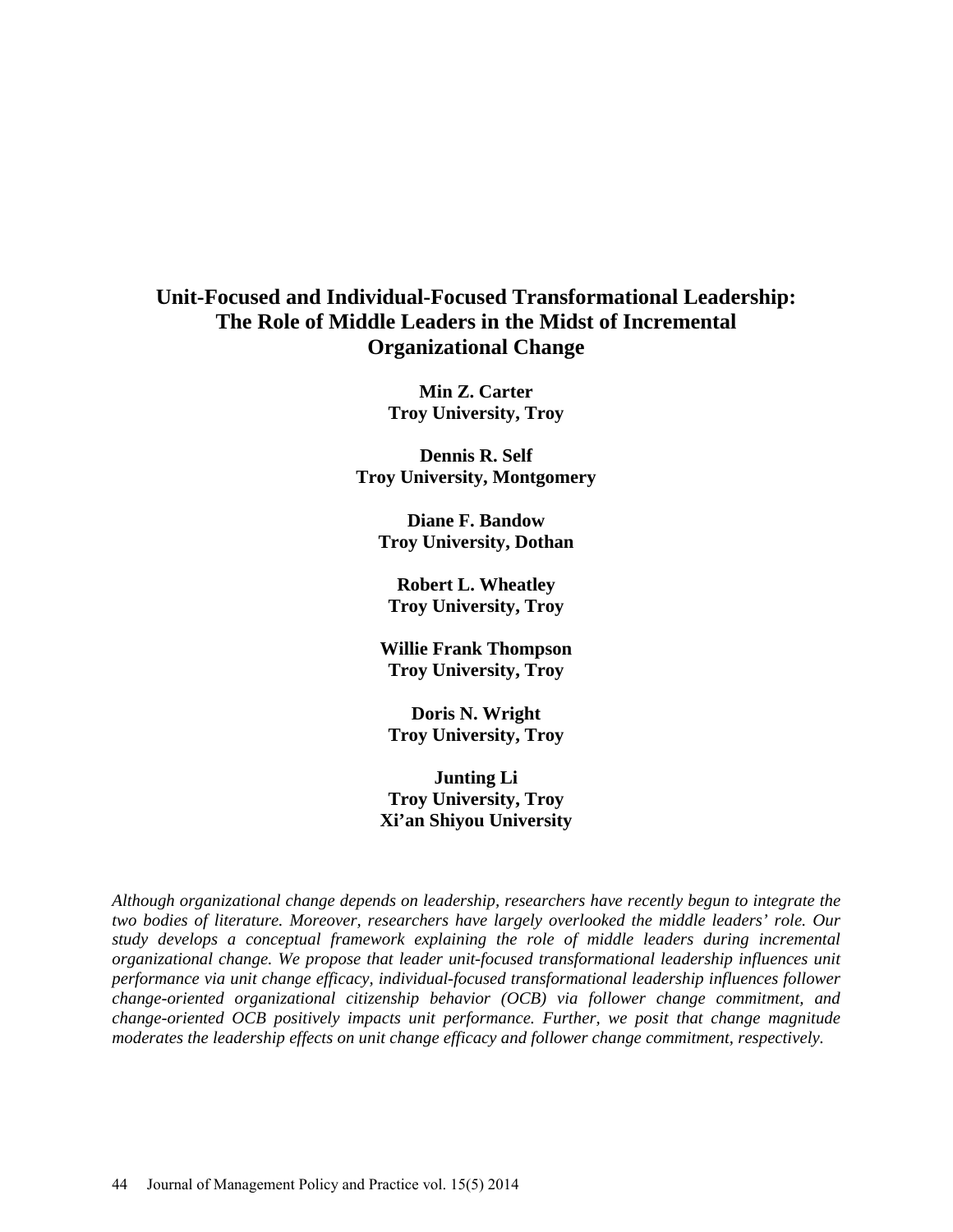# Unit-Focused and Individual-Focused Transformational Leadership: The Role of Middle Leaders in the Midst of Incremental Organizational Change

**Min Z. Carter**
**Troy University, Troy**

**Dennis R. Self**
**Troy University, Montgomery**

**Diane F. Bandow**
**Troy University, Dothan**

**Robert L. Wheatley**
**Troy University, Troy**

**Willie Frank Thompson**
**Troy University, Troy**

**Doris N. Wright**
**Troy University, Troy**

**Junting Li**
**Troy University, Troy**
**Xi'an Shiyou University**

*Although organizational change depends on leadership, researchers have recently begun to integrate the two bodies of literature. Moreover, researchers have largely overlooked the middle leaders' role. Our study develops a conceptual framework explaining the role of middle leaders during incremental organizational change. We propose that leader unit-focused transformational leadership influences unit performance via unit change efficacy, individual-focused transformational leadership influences follower change-oriented organizational citizenship behavior (OCB) via follower change commitment, and change-oriented OCB positively impacts unit performance. Further, we posit that change magnitude moderates the leadership effects on unit change efficacy and follower change commitment, respectively.*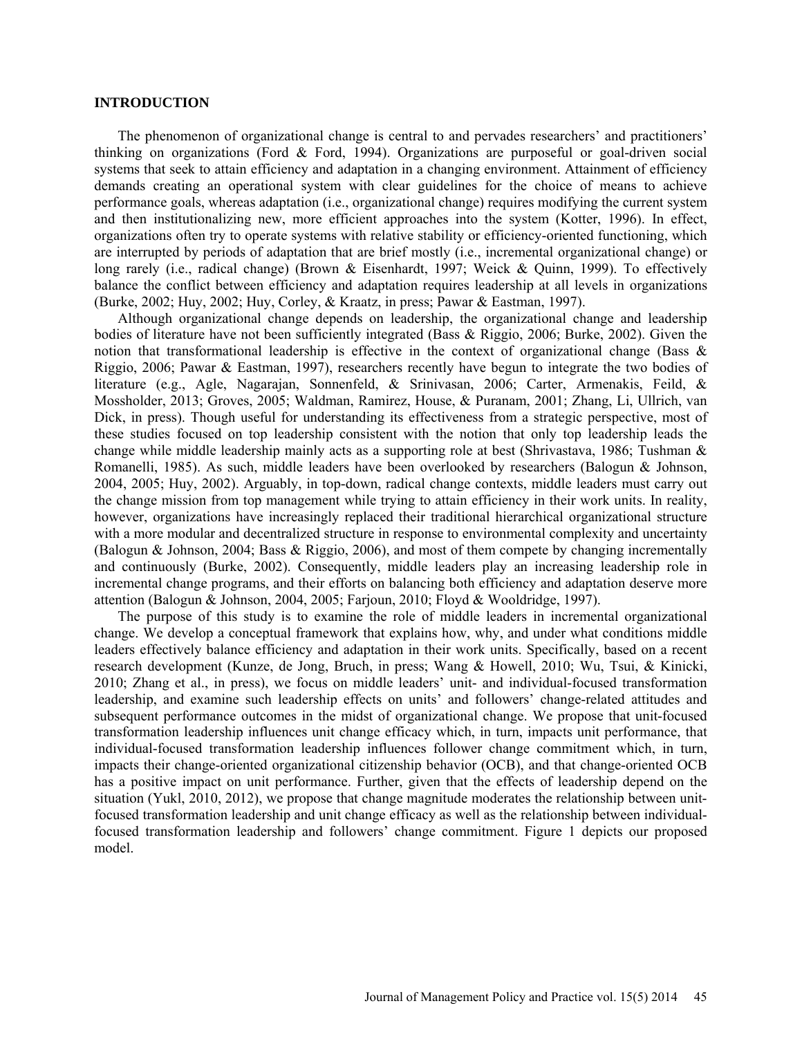## INTRODUCTION

The phenomenon of organizational change is central to and pervades researchers' and practitioners' thinking on organizations (Ford & Ford, 1994). Organizations are purposeful or goal-driven social systems that seek to attain efficiency and adaptation in a changing environment. Attainment of efficiency demands creating an operational system with clear guidelines for the choice of means to achieve performance goals, whereas adaptation (i.e., organizational change) requires modifying the current system and then institutionalizing new, more efficient approaches into the system (Kotter, 1996). In effect, organizations often try to operate systems with relative stability or efficiency-oriented functioning, which are interrupted by periods of adaptation that are brief mostly (i.e., incremental organizational change) or long rarely (i.e., radical change) (Brown & Eisenhardt, 1997; Weick & Quinn, 1999). To effectively balance the conflict between efficiency and adaptation requires leadership at all levels in organizations (Burke, 2002; Huy, 2002; Huy, Corley, & Kraatz, in press; Pawar & Eastman, 1997).

Although organizational change depends on leadership, the organizational change and leadership bodies of literature have not been sufficiently integrated (Bass & Riggio, 2006; Burke, 2002). Given the notion that transformational leadership is effective in the context of organizational change (Bass & Riggio, 2006; Pawar & Eastman, 1997), researchers recently have begun to integrate the two bodies of literature (e.g., Agle, Nagarajan, Sonnenfeld, & Srinivasan, 2006; Carter, Armenakis, Feild, & Mossholder, 2013; Groves, 2005; Waldman, Ramirez, House, & Puranam, 2001; Zhang, Li, Ullrich, van Dick, in press). Though useful for understanding its effectiveness from a strategic perspective, most of these studies focused on top leadership consistent with the notion that only top leadership leads the change while middle leadership mainly acts as a supporting role at best (Shrivastava, 1986; Tushman & Romanelli, 1985). As such, middle leaders have been overlooked by researchers (Balogun & Johnson, 2004, 2005; Huy, 2002). Arguably, in top-down, radical change contexts, middle leaders must carry out the change mission from top management while trying to attain efficiency in their work units. In reality, however, organizations have increasingly replaced their traditional hierarchical organizational structure with a more modular and decentralized structure in response to environmental complexity and uncertainty (Balogun & Johnson, 2004; Bass & Riggio, 2006), and most of them compete by changing incrementally and continuously (Burke, 2002). Consequently, middle leaders play an increasing leadership role in incremental change programs, and their efforts on balancing both efficiency and adaptation deserve more attention (Balogun & Johnson, 2004, 2005; Farjoun, 2010; Floyd & Wooldridge, 1997).

The purpose of this study is to examine the role of middle leaders in incremental organizational change. We develop a conceptual framework that explains how, why, and under what conditions middle leaders effectively balance efficiency and adaptation in their work units. Specifically, based on a recent research development (Kunze, de Jong, Bruch, in press; Wang & Howell, 2010; Wu, Tsui, & Kinicki, 2010; Zhang et al., in press), we focus on middle leaders' unit- and individual-focused transformation leadership, and examine such leadership effects on units' and followers' change-related attitudes and subsequent performance outcomes in the midst of organizational change. We propose that unit-focused transformation leadership influences unit change efficacy which, in turn, impacts unit performance, that individual-focused transformation leadership influences follower change commitment which, in turn, impacts their change-oriented organizational citizenship behavior (OCB), and that change-oriented OCB has a positive impact on unit performance. Further, given that the effects of leadership depend on the situation (Yukl, 2010, 2012), we propose that change magnitude moderates the relationship between unit-focused transformation leadership and unit change efficacy as well as the relationship between individual-focused transformation leadership and followers' change commitment. Figure 1 depicts our proposed model.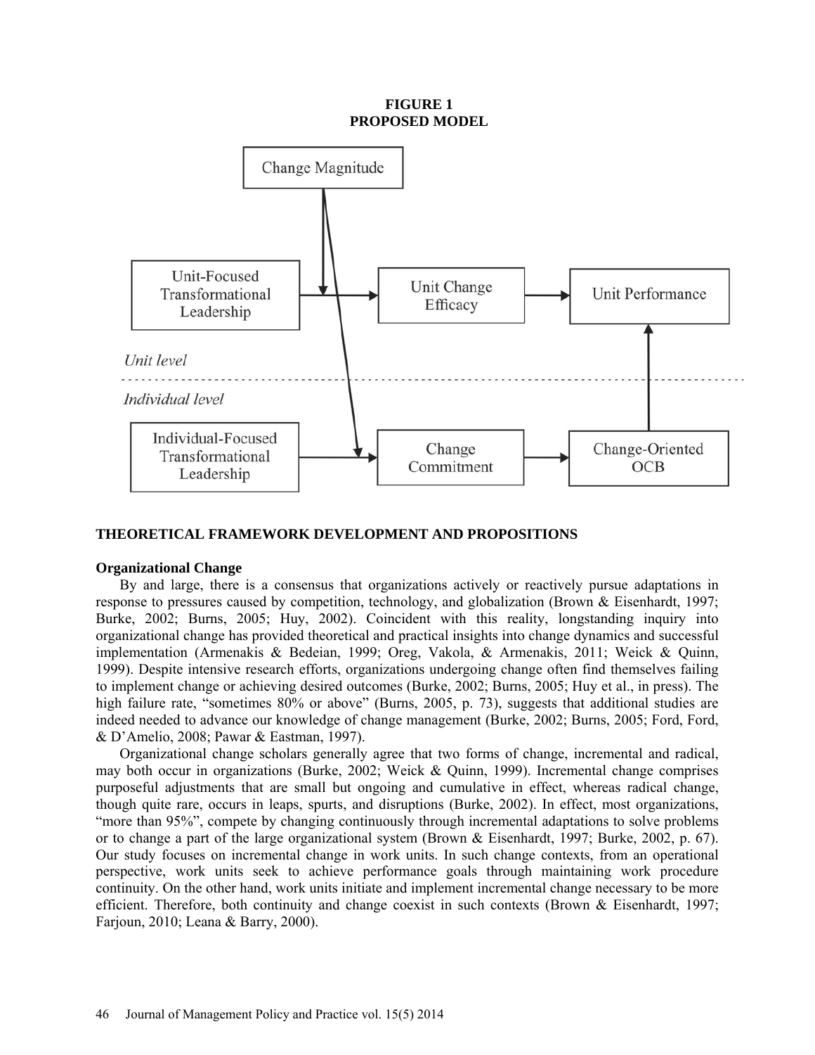**FIGURE 1**
**PROPOSED MODEL**

## THEORETICAL FRAMEWORK DEVELOPMENT AND PROPOSITIONS

### Organizational Change

By and large, there is a consensus that organizations actively or reactively pursue adaptations in response to pressures caused by competition, technology, and globalization (Brown & Eisenhardt, 1997; Burke, 2002; Burns, 2005; Huy, 2002). Coincident with this reality, longstanding inquiry into organizational change has provided theoretical and practical insights into change dynamics and successful implementation (Armenakis & Bedeian, 1999; Oreg, Vakola, & Armenakis, 2011; Weick & Quinn, 1999). Despite intensive research efforts, organizations undergoing change often find themselves failing to implement change or achieving desired outcomes (Burke, 2002; Burns, 2005; Huy et al., in press). The high failure rate, "sometimes 80% or above" (Burns, 2005, p. 73), suggests that additional studies are indeed needed to advance our knowledge of change management (Burke, 2002; Burns, 2005; Ford, Ford, & D'Amelio, 2008; Pawar & Eastman, 1997).

Organizational change scholars generally agree that two forms of change, incremental and radical, may both occur in organizations (Burke, 2002; Weick & Quinn, 1999). Incremental change comprises purposeful adjustments that are small but ongoing and cumulative in effect, whereas radical change, though quite rare, occurs in leaps, spurts, and disruptions (Burke, 2002). In effect, most organizations, "more than 95%", compete by changing continuously through incremental adaptations to solve problems or to change a part of the large organizational system (Brown & Eisenhardt, 1997; Burke, 2002, p. 67). Our study focuses on incremental change in work units. In such change contexts, from an operational perspective, work units seek to achieve performance goals through maintaining work procedure continuity. On the other hand, work units initiate and implement incremental change necessary to be more efficient. Therefore, both continuity and change coexist in such contexts (Brown & Eisenhardt, 1997; Farjoun, 2010; Leana & Barry, 2000).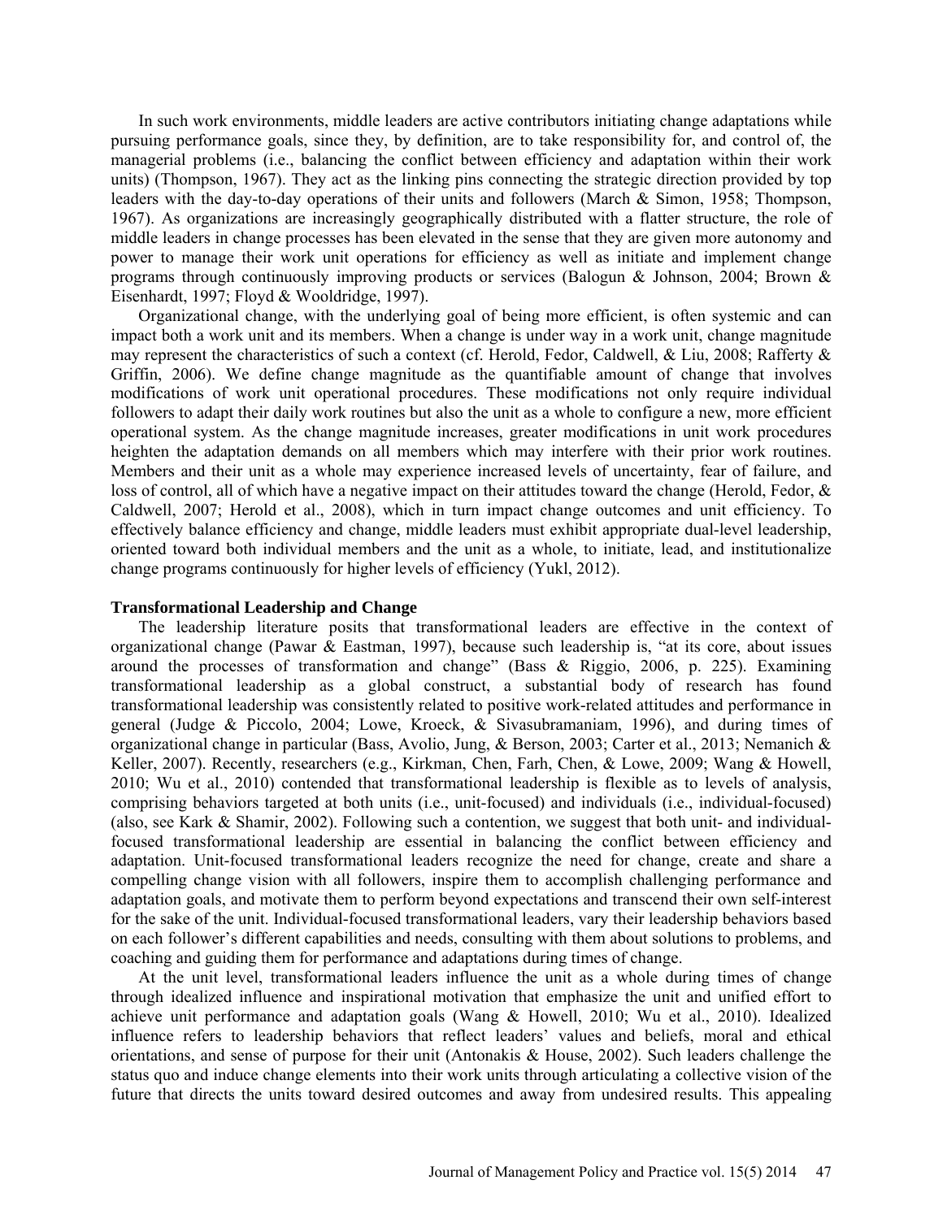In such work environments, middle leaders are active contributors initiating change adaptations while pursuing performance goals, since they, by definition, are to take responsibility for, and control of, the managerial problems (i.e., balancing the conflict between efficiency and adaptation within their work units) (Thompson, 1967). They act as the linking pins connecting the strategic direction provided by top leaders with the day-to-day operations of their units and followers (March & Simon, 1958; Thompson, 1967). As organizations are increasingly geographically distributed with a flatter structure, the role of middle leaders in change processes has been elevated in the sense that they are given more autonomy and power to manage their work unit operations for efficiency as well as initiate and implement change programs through continuously improving products or services (Balogun & Johnson, 2004; Brown & Eisenhardt, 1997; Floyd & Wooldridge, 1997).

Organizational change, with the underlying goal of being more efficient, is often systemic and can impact both a work unit and its members. When a change is under way in a work unit, change magnitude may represent the characteristics of such a context (cf. Herold, Fedor, Caldwell, & Liu, 2008; Rafferty & Griffin, 2006). We define change magnitude as the quantifiable amount of change that involves modifications of work unit operational procedures. These modifications not only require individual followers to adapt their daily work routines but also the unit as a whole to configure a new, more efficient operational system. As the change magnitude increases, greater modifications in unit work procedures heighten the adaptation demands on all members which may interfere with their prior work routines. Members and their unit as a whole may experience increased levels of uncertainty, fear of failure, and loss of control, all of which have a negative impact on their attitudes toward the change (Herold, Fedor, & Caldwell, 2007; Herold et al., 2008), which in turn impact change outcomes and unit efficiency. To effectively balance efficiency and change, middle leaders must exhibit appropriate dual-level leadership, oriented toward both individual members and the unit as a whole, to initiate, lead, and institutionalize change programs continuously for higher levels of efficiency (Yukl, 2012).

### Transformational Leadership and Change

The leadership literature posits that transformational leaders are effective in the context of organizational change (Pawar & Eastman, 1997), because such leadership is, "at its core, about issues around the processes of transformation and change" (Bass & Riggio, 2006, p. 225). Examining transformational leadership as a global construct, a substantial body of research has found transformational leadership was consistently related to positive work-related attitudes and performance in general (Judge & Piccolo, 2004; Lowe, Kroeck, & Sivasubramaniam, 1996), and during times of organizational change in particular (Bass, Avolio, Jung, & Berson, 2003; Carter et al., 2013; Nemanich & Keller, 2007). Recently, researchers (e.g., Kirkman, Chen, Farh, Chen, & Lowe, 2009; Wang & Howell, 2010; Wu et al., 2010) contended that transformational leadership is flexible as to levels of analysis, comprising behaviors targeted at both units (i.e., unit-focused) and individuals (i.e., individual-focused) (also, see Kark & Shamir, 2002). Following such a contention, we suggest that both unit- and individual-focused transformational leadership are essential in balancing the conflict between efficiency and adaptation. Unit-focused transformational leaders recognize the need for change, create and share a compelling change vision with all followers, inspire them to accomplish challenging performance and adaptation goals, and motivate them to perform beyond expectations and transcend their own self-interest for the sake of the unit. Individual-focused transformational leaders, vary their leadership behaviors based on each follower's different capabilities and needs, consulting with them about solutions to problems, and coaching and guiding them for performance and adaptations during times of change.

At the unit level, transformational leaders influence the unit as a whole during times of change through idealized influence and inspirational motivation that emphasize the unit and unified effort to achieve unit performance and adaptation goals (Wang & Howell, 2010; Wu et al., 2010). Idealized influence refers to leadership behaviors that reflect leaders' values and beliefs, moral and ethical orientations, and sense of purpose for their unit (Antonakis & House, 2002). Such leaders challenge the status quo and induce change elements into their work units through articulating a collective vision of the future that directs the units toward desired outcomes and away from undesired results. This appealing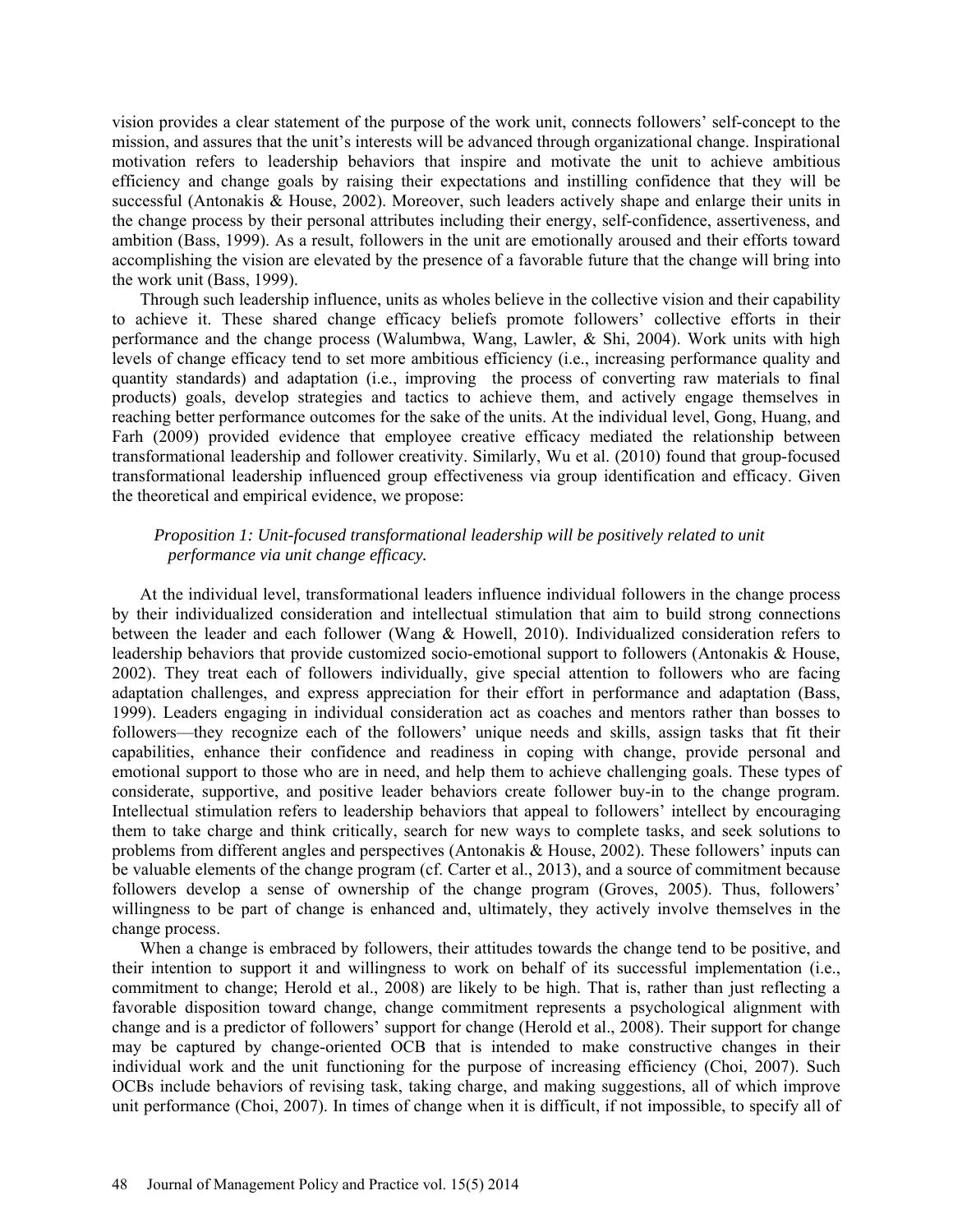vision provides a clear statement of the purpose of the work unit, connects followers' self-concept to the mission, and assures that the unit's interests will be advanced through organizational change. Inspirational motivation refers to leadership behaviors that inspire and motivate the unit to achieve ambitious efficiency and change goals by raising their expectations and instilling confidence that they will be successful (Antonakis & House, 2002). Moreover, such leaders actively shape and enlarge their units in the change process by their personal attributes including their energy, self-confidence, assertiveness, and ambition (Bass, 1999). As a result, followers in the unit are emotionally aroused and their efforts toward accomplishing the vision are elevated by the presence of a favorable future that the change will bring into the work unit (Bass, 1999).

Through such leadership influence, units as wholes believe in the collective vision and their capability to achieve it. These shared change efficacy beliefs promote followers' collective efforts in their performance and the change process (Walumbwa, Wang, Lawler, & Shi, 2004). Work units with high levels of change efficacy tend to set more ambitious efficiency (i.e., increasing performance quality and quantity standards) and adaptation (i.e., improving the process of converting raw materials to final products) goals, develop strategies and tactics to achieve them, and actively engage themselves in reaching better performance outcomes for the sake of the units. At the individual level, Gong, Huang, and Farh (2009) provided evidence that employee creative efficacy mediated the relationship between transformational leadership and follower creativity. Similarly, Wu et al. (2010) found that group-focused transformational leadership influenced group effectiveness via group identification and efficacy. Given the theoretical and empirical evidence, we propose:

*Proposition 1: Unit-focused transformational leadership will be positively related to unit performance via unit change efficacy.*

At the individual level, transformational leaders influence individual followers in the change process by their individualized consideration and intellectual stimulation that aim to build strong connections between the leader and each follower (Wang & Howell, 2010). Individualized consideration refers to leadership behaviors that provide customized socio-emotional support to followers (Antonakis & House, 2002). They treat each of followers individually, give special attention to followers who are facing adaptation challenges, and express appreciation for their effort in performance and adaptation (Bass, 1999). Leaders engaging in individual consideration act as coaches and mentors rather than bosses to followers—they recognize each of the followers' unique needs and skills, assign tasks that fit their capabilities, enhance their confidence and readiness in coping with change, provide personal and emotional support to those who are in need, and help them to achieve challenging goals. These types of considerate, supportive, and positive leader behaviors create follower buy-in to the change program. Intellectual stimulation refers to leadership behaviors that appeal to followers' intellect by encouraging them to take charge and think critically, search for new ways to complete tasks, and seek solutions to problems from different angles and perspectives (Antonakis & House, 2002). These followers' inputs can be valuable elements of the change program (cf. Carter et al., 2013), and a source of commitment because followers develop a sense of ownership of the change program (Groves, 2005). Thus, followers' willingness to be part of change is enhanced and, ultimately, they actively involve themselves in the change process.

When a change is embraced by followers, their attitudes towards the change tend to be positive, and their intention to support it and willingness to work on behalf of its successful implementation (i.e., commitment to change; Herold et al., 2008) are likely to be high. That is, rather than just reflecting a favorable disposition toward change, change commitment represents a psychological alignment with change and is a predictor of followers' support for change (Herold et al., 2008). Their support for change may be captured by change-oriented OCB that is intended to make constructive changes in their individual work and the unit functioning for the purpose of increasing efficiency (Choi, 2007). Such OCBs include behaviors of revising task, taking charge, and making suggestions, all of which improve unit performance (Choi, 2007). In times of change when it is difficult, if not impossible, to specify all of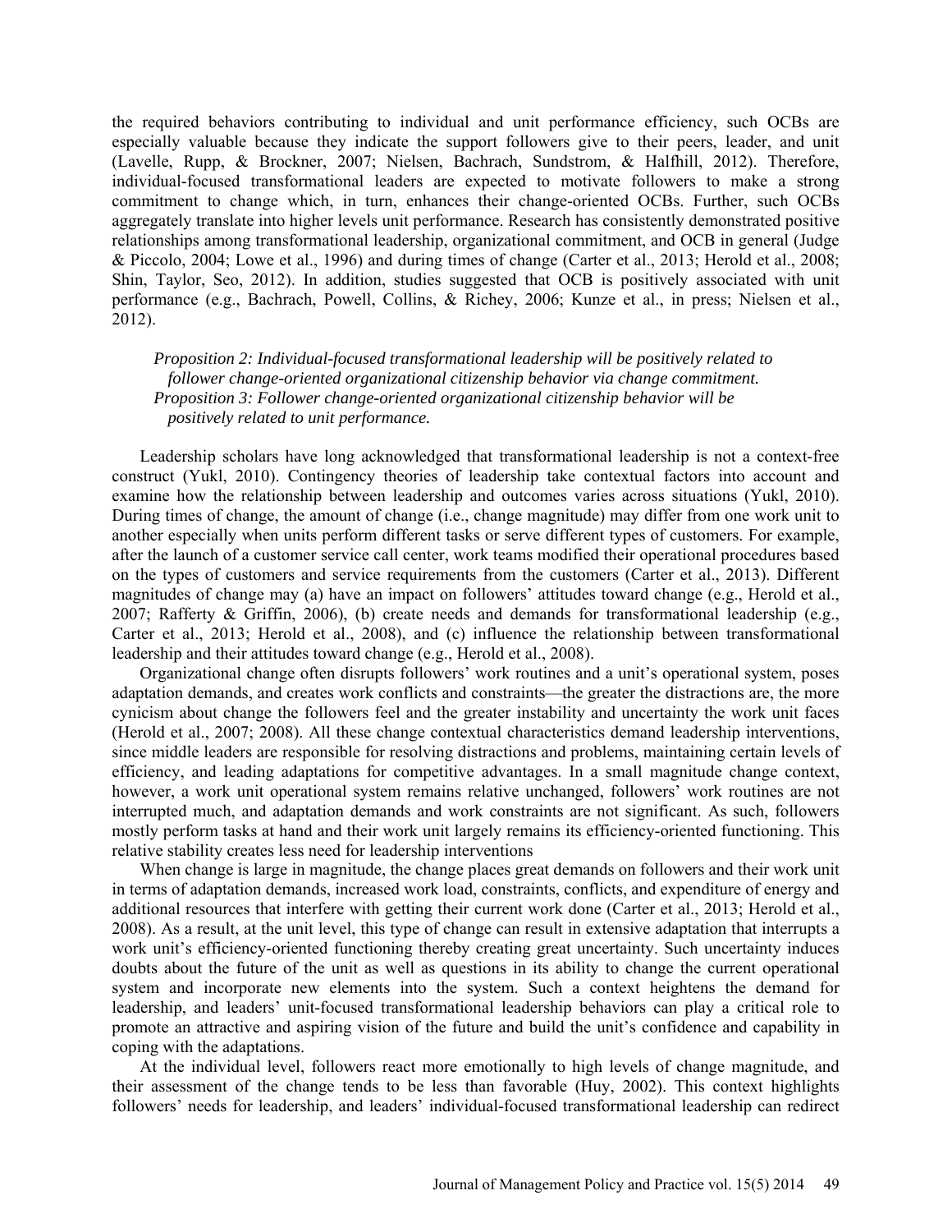the required behaviors contributing to individual and unit performance efficiency, such OCBs are especially valuable because they indicate the support followers give to their peers, leader, and unit (Lavelle, Rupp, & Brockner, 2007; Nielsen, Bachrach, Sundstrom, & Halfhill, 2012). Therefore, individual-focused transformational leaders are expected to motivate followers to make a strong commitment to change which, in turn, enhances their change-oriented OCBs. Further, such OCBs aggregately translate into higher levels unit performance. Research has consistently demonstrated positive relationships among transformational leadership, organizational commitment, and OCB in general (Judge & Piccolo, 2004; Lowe et al., 1996) and during times of change (Carter et al., 2013; Herold et al., 2008; Shin, Taylor, Seo, 2012). In addition, studies suggested that OCB is positively associated with unit performance (e.g., Bachrach, Powell, Collins, & Richey, 2006; Kunze et al., in press; Nielsen et al., 2012).

*Proposition 2: Individual-focused transformational leadership will be positively related to follower change-oriented organizational citizenship behavior via change commitment.*
*Proposition 3: Follower change-oriented organizational citizenship behavior will be positively related to unit performance.*

Leadership scholars have long acknowledged that transformational leadership is not a context-free construct (Yukl, 2010). Contingency theories of leadership take contextual factors into account and examine how the relationship between leadership and outcomes varies across situations (Yukl, 2010). During times of change, the amount of change (i.e., change magnitude) may differ from one work unit to another especially when units perform different tasks or serve different types of customers. For example, after the launch of a customer service call center, work teams modified their operational procedures based on the types of customers and service requirements from the customers (Carter et al., 2013). Different magnitudes of change may (a) have an impact on followers' attitudes toward change (e.g., Herold et al., 2007; Rafferty & Griffin, 2006), (b) create needs and demands for transformational leadership (e.g., Carter et al., 2013; Herold et al., 2008), and (c) influence the relationship between transformational leadership and their attitudes toward change (e.g., Herold et al., 2008).

Organizational change often disrupts followers' work routines and a unit's operational system, poses adaptation demands, and creates work conflicts and constraints—the greater the distractions are, the more cynicism about change the followers feel and the greater instability and uncertainty the work unit faces (Herold et al., 2007; 2008). All these change contextual characteristics demand leadership interventions, since middle leaders are responsible for resolving distractions and problems, maintaining certain levels of efficiency, and leading adaptations for competitive advantages. In a small magnitude change context, however, a work unit operational system remains relative unchanged, followers' work routines are not interrupted much, and adaptation demands and work constraints are not significant. As such, followers mostly perform tasks at hand and their work unit largely remains its efficiency-oriented functioning. This relative stability creates less need for leadership interventions

When change is large in magnitude, the change places great demands on followers and their work unit in terms of adaptation demands, increased work load, constraints, conflicts, and expenditure of energy and additional resources that interfere with getting their current work done (Carter et al., 2013; Herold et al., 2008). As a result, at the unit level, this type of change can result in extensive adaptation that interrupts a work unit's efficiency-oriented functioning thereby creating great uncertainty. Such uncertainty induces doubts about the future of the unit as well as questions in its ability to change the current operational system and incorporate new elements into the system. Such a context heightens the demand for leadership, and leaders' unit-focused transformational leadership behaviors can play a critical role to promote an attractive and aspiring vision of the future and build the unit's confidence and capability in coping with the adaptations.

At the individual level, followers react more emotionally to high levels of change magnitude, and their assessment of the change tends to be less than favorable (Huy, 2002). This context highlights followers' needs for leadership, and leaders' individual-focused transformational leadership can redirect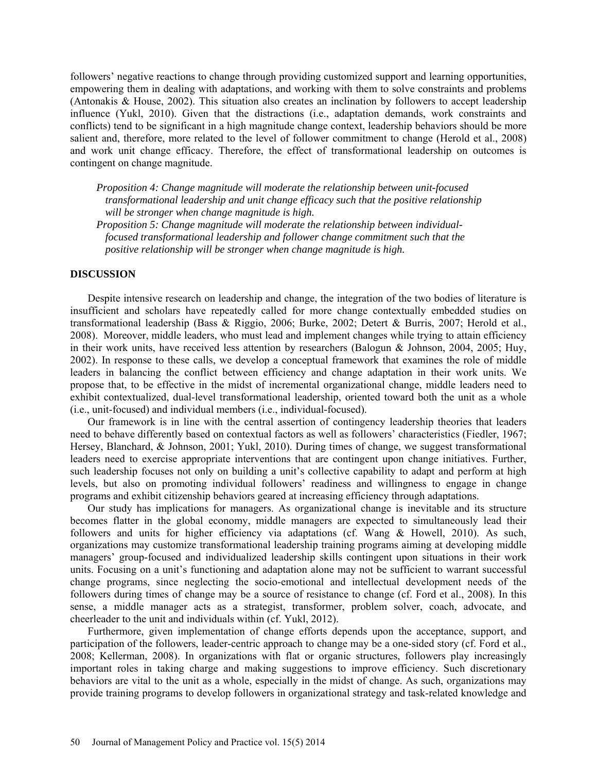followers' negative reactions to change through providing customized support and learning opportunities, empowering them in dealing with adaptations, and working with them to solve constraints and problems (Antonakis & House, 2002). This situation also creates an inclination by followers to accept leadership influence (Yukl, 2010). Given that the distractions (i.e., adaptation demands, work constraints and conflicts) tend to be significant in a high magnitude change context, leadership behaviors should be more salient and, therefore, more related to the level of follower commitment to change (Herold et al., 2008) and work unit change efficacy. Therefore, the effect of transformational leadership on outcomes is contingent on change magnitude.

*Proposition 4: Change magnitude will moderate the relationship between unit-focused transformational leadership and unit change efficacy such that the positive relationship will be stronger when change magnitude is high.*

*Proposition 5: Change magnitude will moderate the relationship between individual-focused transformational leadership and follower change commitment such that the positive relationship will be stronger when change magnitude is high.*

## DISCUSSION

Despite intensive research on leadership and change, the integration of the two bodies of literature is insufficient and scholars have repeatedly called for more change contextually embedded studies on transformational leadership (Bass & Riggio, 2006; Burke, 2002; Detert & Burris, 2007; Herold et al., 2008). Moreover, middle leaders, who must lead and implement changes while trying to attain efficiency in their work units, have received less attention by researchers (Balogun & Johnson, 2004, 2005; Huy, 2002). In response to these calls, we develop a conceptual framework that examines the role of middle leaders in balancing the conflict between efficiency and change adaptation in their work units. We propose that, to be effective in the midst of incremental organizational change, middle leaders need to exhibit contextualized, dual-level transformational leadership, oriented toward both the unit as a whole (i.e., unit-focused) and individual members (i.e., individual-focused).

Our framework is in line with the central assertion of contingency leadership theories that leaders need to behave differently based on contextual factors as well as followers' characteristics (Fiedler, 1967; Hersey, Blanchard, & Johnson, 2001; Yukl, 2010). During times of change, we suggest transformational leaders need to exercise appropriate interventions that are contingent upon change initiatives. Further, such leadership focuses not only on building a unit's collective capability to adapt and perform at high levels, but also on promoting individual followers' readiness and willingness to engage in change programs and exhibit citizenship behaviors geared at increasing efficiency through adaptations.

Our study has implications for managers. As organizational change is inevitable and its structure becomes flatter in the global economy, middle managers are expected to simultaneously lead their followers and units for higher efficiency via adaptations (cf. Wang & Howell, 2010). As such, organizations may customize transformational leadership training programs aiming at developing middle managers' group-focused and individualized leadership skills contingent upon situations in their work units. Focusing on a unit's functioning and adaptation alone may not be sufficient to warrant successful change programs, since neglecting the socio-emotional and intellectual development needs of the followers during times of change may be a source of resistance to change (cf. Ford et al., 2008). In this sense, a middle manager acts as a strategist, transformer, problem solver, coach, advocate, and cheerleader to the unit and individuals within (cf. Yukl, 2012).

Furthermore, given implementation of change efforts depends upon the acceptance, support, and participation of the followers, leader-centric approach to change may be a one-sided story (cf. Ford et al., 2008; Kellerman, 2008). In organizations with flat or organic structures, followers play increasingly important roles in taking charge and making suggestions to improve efficiency. Such discretionary behaviors are vital to the unit as a whole, especially in the midst of change. As such, organizations may provide training programs to develop followers in organizational strategy and task-related knowledge and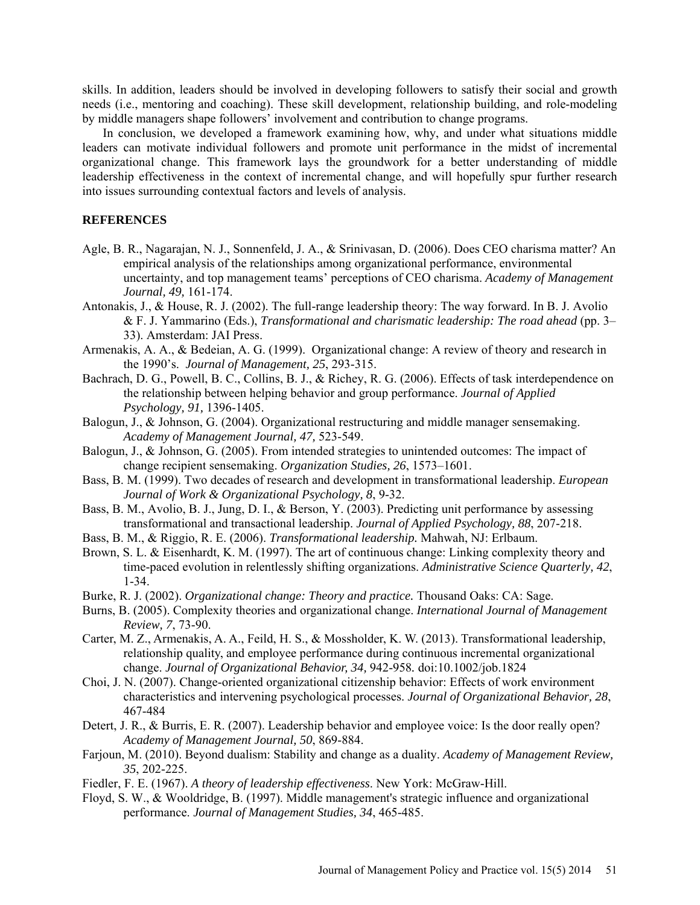skills. In addition, leaders should be involved in developing followers to satisfy their social and growth needs (i.e., mentoring and coaching). These skill development, relationship building, and role-modeling by middle managers shape followers' involvement and contribution to change programs.

In conclusion, we developed a framework examining how, why, and under what situations middle leaders can motivate individual followers and promote unit performance in the midst of incremental organizational change. This framework lays the groundwork for a better understanding of middle leadership effectiveness in the context of incremental change, and will hopefully spur further research into issues surrounding contextual factors and levels of analysis.

## REFERENCES

Agle, B. R., Nagarajan, N. J., Sonnenfeld, J. A., & Srinivasan, D. (2006). Does CEO charisma matter? An empirical analysis of the relationships among organizational performance, environmental uncertainty, and top management teams' perceptions of CEO charisma. *Academy of Management Journal, 49,* 161-174.

Antonakis, J., & House, R. J. (2002). The full-range leadership theory: The way forward. In B. J. Avolio & F. J. Yammarino (Eds.), *Transformational and charismatic leadership: The road ahead* (pp. 3–33). Amsterdam: JAI Press.

Armenakis, A. A., & Bedeian, A. G. (1999). Organizational change: A review of theory and research in the 1990's. *Journal of Management, 25*, 293-315.

Bachrach, D. G., Powell, B. C., Collins, B. J., & Richey, R. G. (2006). Effects of task interdependence on the relationship between helping behavior and group performance. *Journal of Applied Psychology, 91,* 1396-1405.

Balogun, J., & Johnson, G. (2004). Organizational restructuring and middle manager sensemaking. *Academy of Management Journal, 47,* 523-549.

Balogun, J., & Johnson, G. (2005). From intended strategies to unintended outcomes: The impact of change recipient sensemaking. *Organization Studies, 26*, 1573–1601.

Bass, B. M. (1999). Two decades of research and development in transformational leadership. *European Journal of Work & Organizational Psychology, 8*, 9-32.

Bass, B. M., Avolio, B. J., Jung, D. I., & Berson, Y. (2003). Predicting unit performance by assessing transformational and transactional leadership. *Journal of Applied Psychology, 88*, 207-218.

Bass, B. M., & Riggio, R. E. (2006). *Transformational leadership.* Mahwah, NJ: Erlbaum.

Brown, S. L. & Eisenhardt, K. M. (1997). The art of continuous change: Linking complexity theory and time-paced evolution in relentlessly shifting organizations. *Administrative Science Quarterly, 42*, 1-34.

Burke, R. J. (2002). *Organizational change: Theory and practice.* Thousand Oaks: CA: Sage.

Burns, B. (2005). Complexity theories and organizational change. *International Journal of Management Review, 7*, 73-90.

Carter, M. Z., Armenakis, A. A., Feild, H. S., & Mossholder, K. W. (2013). Transformational leadership, relationship quality, and employee performance during continuous incremental organizational change. *Journal of Organizational Behavior, 34,* 942-958. doi:10.1002/job.1824

Choi, J. N. (2007). Change-oriented organizational citizenship behavior: Effects of work environment characteristics and intervening psychological processes. *Journal of Organizational Behavior, 28*, 467-484

Detert, J. R., & Burris, E. R. (2007). Leadership behavior and employee voice: Is the door really open? *Academy of Management Journal, 50*, 869-884.

Farjoun, M. (2010). Beyond dualism: Stability and change as a duality. *Academy of Management Review, 35*, 202-225.

Fiedler, F. E. (1967). *A theory of leadership effectiveness*. New York: McGraw-Hill.

Floyd, S. W., & Wooldridge, B. (1997). Middle management's strategic influence and organizational performance. *Journal of Management Studies, 34*, 465-485.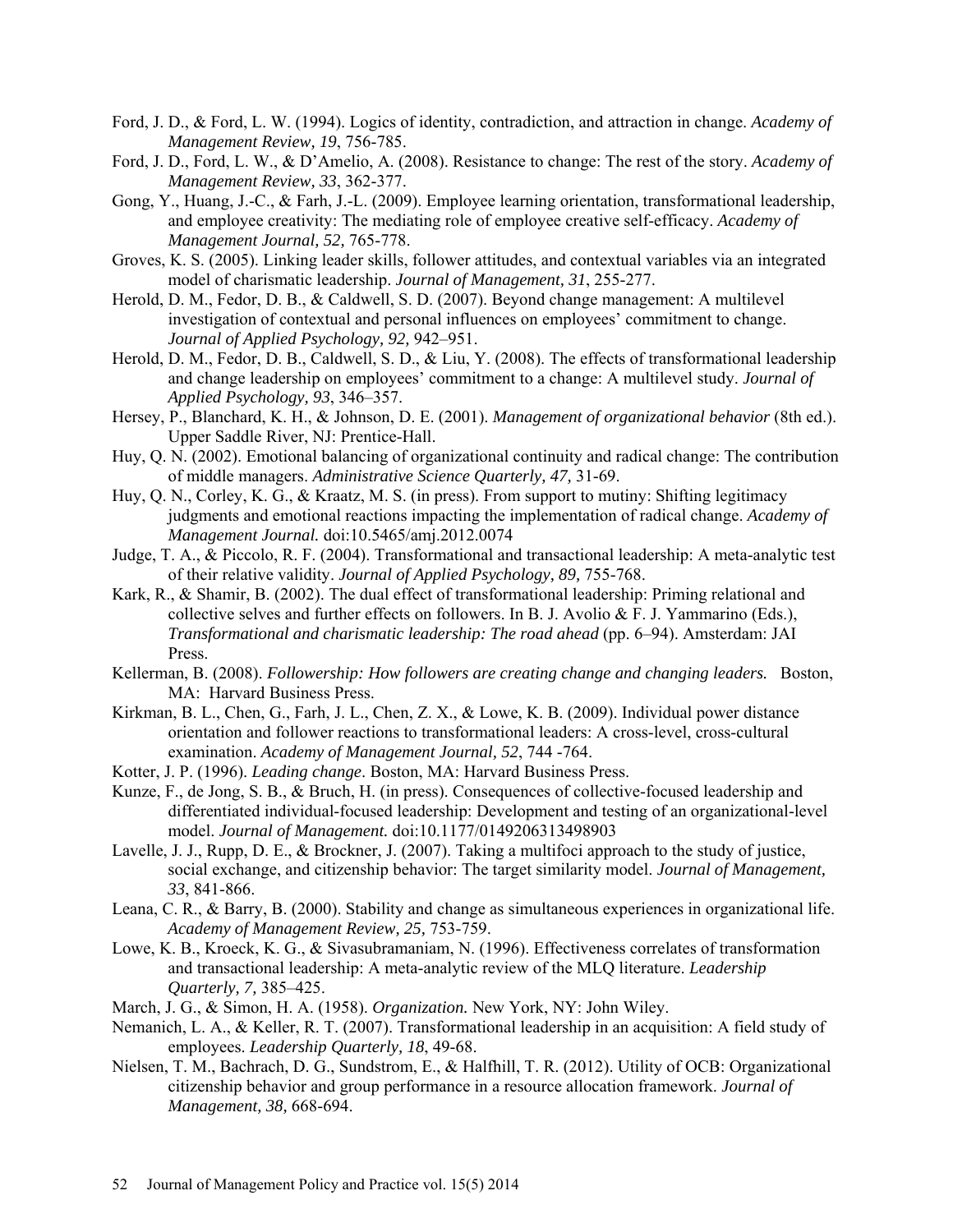Ford, J. D., & Ford, L. W. (1994). Logics of identity, contradiction, and attraction in change. *Academy of Management Review, 19*, 756-785.

Ford, J. D., Ford, L. W., & D'Amelio, A. (2008). Resistance to change: The rest of the story. *Academy of Management Review, 33*, 362-377.

Gong, Y., Huang, J.-C., & Farh, J.-L. (2009). Employee learning orientation, transformational leadership, and employee creativity: The mediating role of employee creative self-efficacy. *Academy of Management Journal, 52,* 765-778.

Groves, K. S. (2005). Linking leader skills, follower attitudes, and contextual variables via an integrated model of charismatic leadership. *Journal of Management, 31*, 255-277.

Herold, D. M., Fedor, D. B., & Caldwell, S. D. (2007). Beyond change management: A multilevel investigation of contextual and personal influences on employees' commitment to change. *Journal of Applied Psychology, 92,* 942–951.

Herold, D. M., Fedor, D. B., Caldwell, S. D., & Liu, Y. (2008). The effects of transformational leadership and change leadership on employees' commitment to a change: A multilevel study. *Journal of Applied Psychology, 93*, 346–357.

Hersey, P., Blanchard, K. H., & Johnson, D. E. (2001). *Management of organizational behavior* (8th ed.). Upper Saddle River, NJ: Prentice-Hall.

Huy, Q. N. (2002). Emotional balancing of organizational continuity and radical change: The contribution of middle managers. *Administrative Science Quarterly, 47,* 31-69.

Huy, Q. N., Corley, K. G., & Kraatz, M. S. (in press). From support to mutiny: Shifting legitimacy judgments and emotional reactions impacting the implementation of radical change. *Academy of Management Journal.* doi:10.5465/amj.2012.0074

Judge, T. A., & Piccolo, R. F. (2004). Transformational and transactional leadership: A meta-analytic test of their relative validity. *Journal of Applied Psychology, 89,* 755-768.

Kark, R., & Shamir, B. (2002). The dual effect of transformational leadership: Priming relational and collective selves and further effects on followers. In B. J. Avolio & F. J. Yammarino (Eds.), *Transformational and charismatic leadership: The road ahead* (pp. 6–94). Amsterdam: JAI Press.

Kellerman, B. (2008). *Followership: How followers are creating change and changing leaders.* Boston, MA: Harvard Business Press.

Kirkman, B. L., Chen, G., Farh, J. L., Chen, Z. X., & Lowe, K. B. (2009). Individual power distance orientation and follower reactions to transformational leaders: A cross-level, cross-cultural examination. *Academy of Management Journal, 52*, 744 -764.

Kotter, J. P. (1996). *Leading change*. Boston, MA: Harvard Business Press.

Kunze, F., de Jong, S. B., & Bruch, H. (in press). Consequences of collective-focused leadership and differentiated individual-focused leadership: Development and testing of an organizational-level model. *Journal of Management.* doi:10.1177/0149206313498903

Lavelle, J. J., Rupp, D. E., & Brockner, J. (2007). Taking a multifoci approach to the study of justice, social exchange, and citizenship behavior: The target similarity model. *Journal of Management, 33*, 841-866.

Leana, C. R., & Barry, B. (2000). Stability and change as simultaneous experiences in organizational life. *Academy of Management Review, 25,* 753-759.

Lowe, K. B., Kroeck, K. G., & Sivasubramaniam, N. (1996). Effectiveness correlates of transformation and transactional leadership: A meta-analytic review of the MLQ literature. *Leadership Quarterly, 7,* 385–425.

March, J. G., & Simon, H. A. (1958). *Organization.* New York, NY: John Wiley.

Nemanich, L. A., & Keller, R. T. (2007). Transformational leadership in an acquisition: A field study of employees. *Leadership Quarterly, 18*, 49-68.

Nielsen, T. M., Bachrach, D. G., Sundstrom, E., & Halfhill, T. R. (2012). Utility of OCB: Organizational citizenship behavior and group performance in a resource allocation framework. *Journal of Management, 38,* 668-694.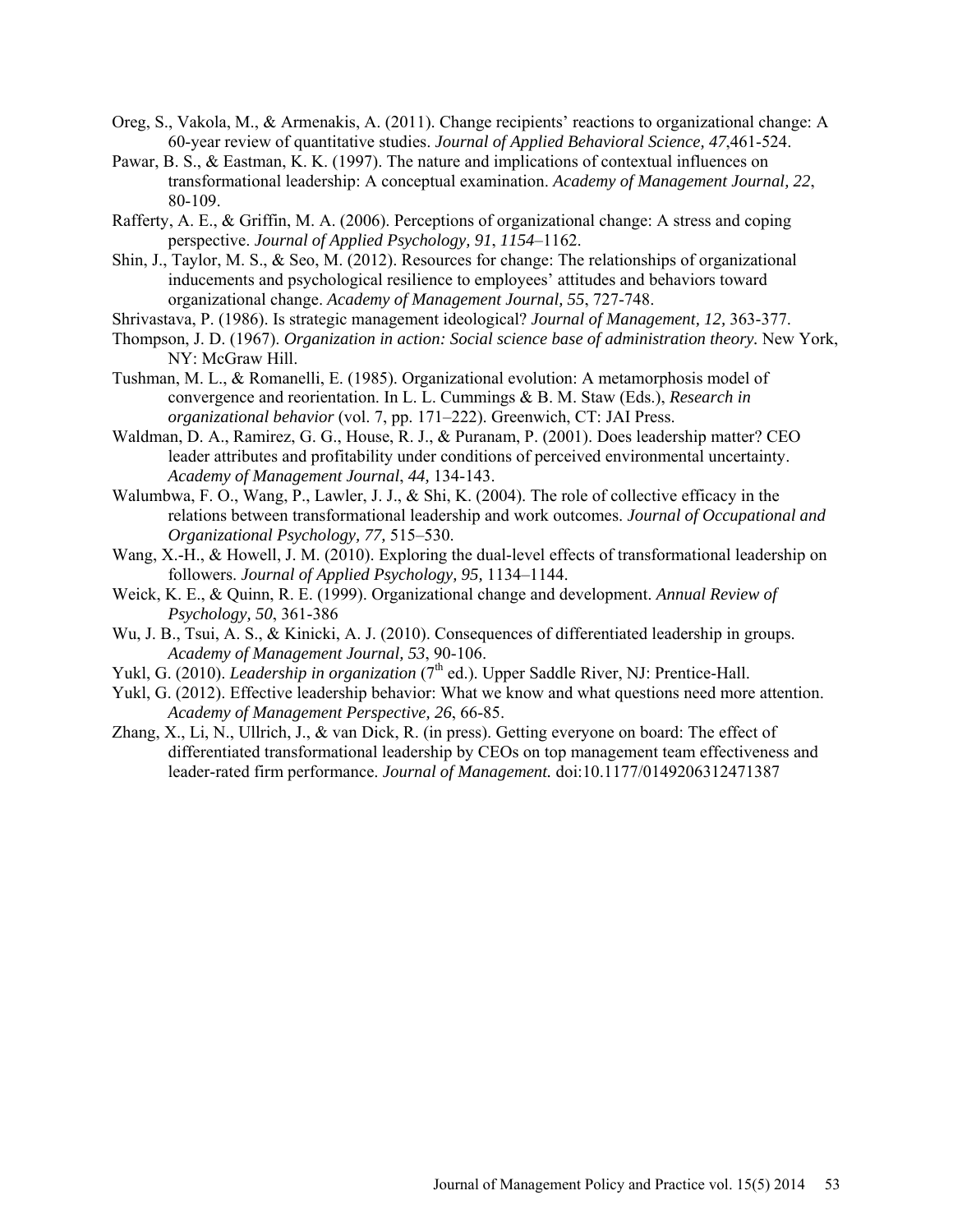Oreg, S., Vakola, M., & Armenakis, A. (2011). Change recipients' reactions to organizational change: A 60-year review of quantitative studies. *Journal of Applied Behavioral Science, 47*,461-524.

Pawar, B. S., & Eastman, K. K. (1997). The nature and implications of contextual influences on transformational leadership: A conceptual examination. *Academy of Management Journal, 22*, 80-109.

Rafferty, A. E., & Griffin, M. A. (2006). Perceptions of organizational change: A stress and coping perspective. *Journal of Applied Psychology, 91*, *1154*–1162.

Shin, J., Taylor, M. S., & Seo, M. (2012). Resources for change: The relationships of organizational inducements and psychological resilience to employees' attitudes and behaviors toward organizational change. *Academy of Management Journal, 55*, 727-748.

Shrivastava, P. (1986). Is strategic management ideological? *Journal of Management, 12,* 363-377.

Thompson, J. D. (1967). *Organization in action: Social science base of administration theory.* New York, NY: McGraw Hill.

Tushman, M. L., & Romanelli, E. (1985). Organizational evolution: A metamorphosis model of convergence and reorientation. In L. L. Cummings & B. M. Staw (Eds.), *Research in organizational behavior* (vol. 7, pp. 171–222). Greenwich, CT: JAI Press.

Waldman, D. A., Ramirez, G. G., House, R. J., & Puranam, P. (2001). Does leadership matter? CEO leader attributes and profitability under conditions of perceived environmental uncertainty. *Academy of Management Journal*, *44,* 134-143.

Walumbwa, F. O., Wang, P., Lawler, J. J., & Shi, K. (2004). The role of collective efficacy in the relations between transformational leadership and work outcomes. *Journal of Occupational and Organizational Psychology, 77,* 515–530.

Wang, X.-H., & Howell, J. M. (2010). Exploring the dual-level effects of transformational leadership on followers. *Journal of Applied Psychology, 95,* 1134–1144.

Weick, K. E., & Quinn, R. E. (1999). Organizational change and development. *Annual Review of Psychology, 50*, 361-386

Wu, J. B., Tsui, A. S., & Kinicki, A. J. (2010). Consequences of differentiated leadership in groups. *Academy of Management Journal, 53*, 90-106.

Yukl, G. (2010). *Leadership in organization* (7th ed.). Upper Saddle River, NJ: Prentice-Hall.

Yukl, G. (2012). Effective leadership behavior: What we know and what questions need more attention. *Academy of Management Perspective, 26*, 66-85.

Zhang, X., Li, N., Ullrich, J., & van Dick, R. (in press). Getting everyone on board: The effect of differentiated transformational leadership by CEOs on top management team effectiveness and leader-rated firm performance. *Journal of Management.* doi:10.1177/0149206312471387